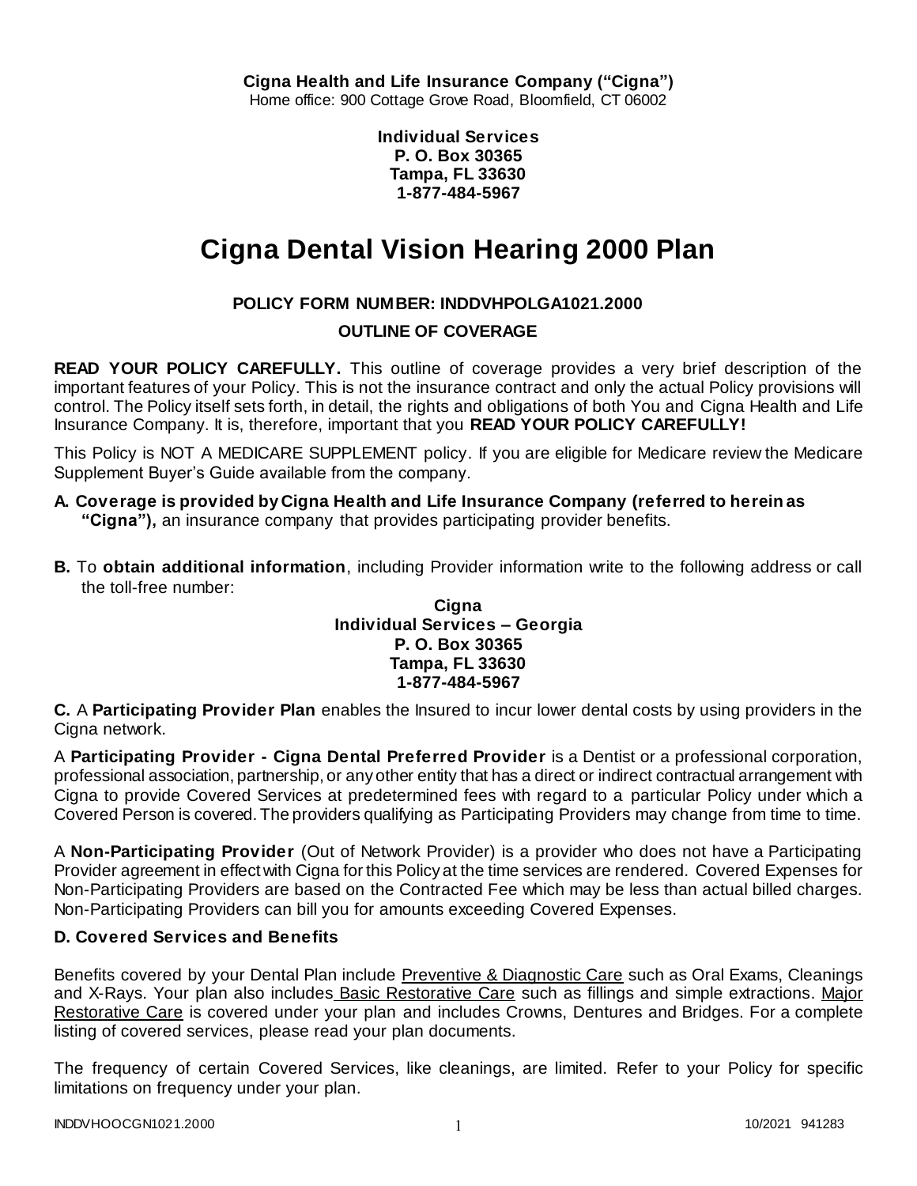**Cigna Health and Life Insurance Company ("Cigna")**
Home office: 900 Cottage Grove Road, Bloomfield, CT 06002

**Individual Services**
**P. O. Box 30365**
**Tampa, FL 33630**
**1-877-484-5967**

# Cigna Dental Vision Hearing 2000 Plan

**POLICY FORM NUMBER: INDDVHPOLGA1021.2000**

**OUTLINE OF COVERAGE**

**READ YOUR POLICY CAREFULLY.** This outline of coverage provides a very brief description of the important features of your Policy. This is not the insurance contract and only the actual Policy provisions will control. The Policy itself sets forth, in detail, the rights and obligations of both You and Cigna Health and Life Insurance Company. It is, therefore, important that you **READ YOUR POLICY CAREFULLY!**

This Policy is NOT A MEDICARE SUPPLEMENT policy. If you are eligible for Medicare review the Medicare Supplement Buyer's Guide available from the company.

**A. Coverage is provided by Cigna Health and Life Insurance Company (referred to herein as "Cigna"),** an insurance company that provides participating provider benefits.

**B.** To **obtain additional information**, including Provider information write to the following address or call the toll-free number:

**Cigna**
**Individual Services – Georgia**
**P. O. Box 30365**
**Tampa, FL 33630**
**1-877-484-5967**

**C.** A **Participating Provider Plan** enables the Insured to incur lower dental costs by using providers in the Cigna network.

A **Participating Provider - Cigna Dental Preferred Provider** is a Dentist or a professional corporation, professional association, partnership, or any other entity that has a direct or indirect contractual arrangement with Cigna to provide Covered Services at predetermined fees with regard to a particular Policy under which a Covered Person is covered. The providers qualifying as Participating Providers may change from time to time.

A **Non-Participating Provider** (Out of Network Provider) is a provider who does not have a Participating Provider agreement in effect with Cigna for this Policy at the time services are rendered. Covered Expenses for Non-Participating Providers are based on the Contracted Fee which may be less than actual billed charges. Non-Participating Providers can bill you for amounts exceeding Covered Expenses.

**D. Covered Services and Benefits**

Benefits covered by your Dental Plan include Preventive & Diagnostic Care such as Oral Exams, Cleanings and X-Rays. Your plan also includes Basic Restorative Care such as fillings and simple extractions. Major Restorative Care is covered under your plan and includes Crowns, Dentures and Bridges. For a complete listing of covered services, please read your plan documents.

The frequency of certain Covered Services, like cleanings, are limited. Refer to your Policy for specific limitations on frequency under your plan.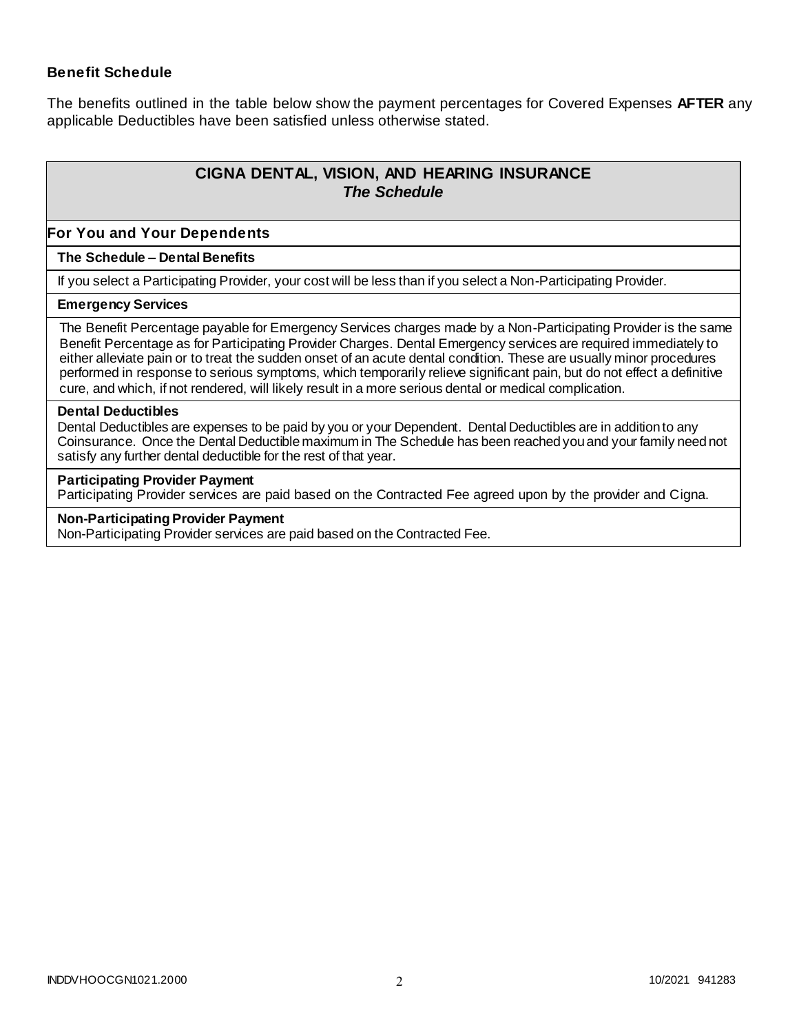**Benefit Schedule**

The benefits outlined in the table below show the payment percentages for Covered Expenses **AFTER** any applicable Deductibles have been satisfied unless otherwise stated.

## CIGNA DENTAL, VISION, AND HEARING INSURANCE
### *The Schedule*

**For You and Your Dependents**

**The Schedule – Dental Benefits**

If you select a Participating Provider, your cost will be less than if you select a Non-Participating Provider.

**Emergency Services**

The Benefit Percentage payable for Emergency Services charges made by a Non-Participating Provider is the same Benefit Percentage as for Participating Provider Charges. Dental Emergency services are required immediately to either alleviate pain or to treat the sudden onset of an acute dental condition. These are usually minor procedures performed in response to serious symptoms, which temporarily relieve significant pain, but do not effect a definitive cure, and which, if not rendered, will likely result in a more serious dental or medical complication.

**Dental Deductibles**

Dental Deductibles are expenses to be paid by you or your Dependent. Dental Deductibles are in addition to any Coinsurance. Once the Dental Deductible maximum in The Schedule has been reached you and your family need not satisfy any further dental deductible for the rest of that year.

**Participating Provider Payment**

Participating Provider services are paid based on the Contracted Fee agreed upon by the provider and Cigna.

**Non-Participating Provider Payment**

Non-Participating Provider services are paid based on the Contracted Fee.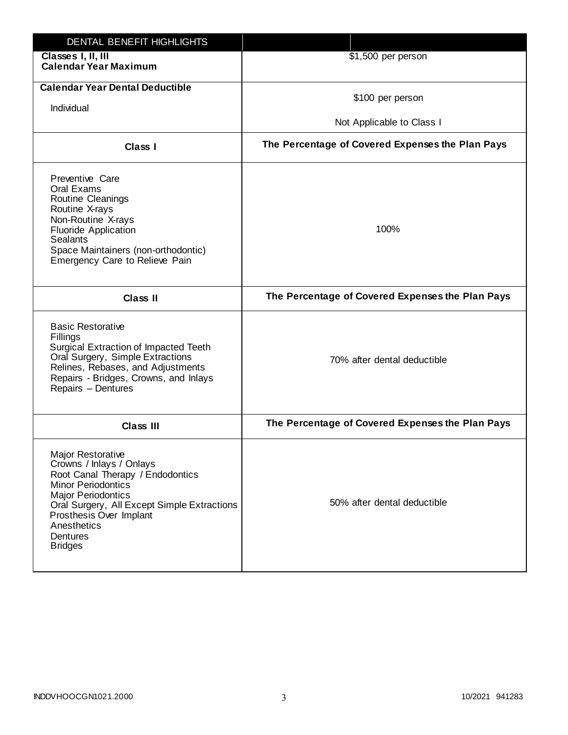| DENTAL BENEFIT HIGHLIGHTS | |
|---|---|
| **Classes I, II, III**<br>**Calendar Year Maximum** | $1,500 per person |
| **Calendar Year Dental Deductible**<br>Individual | $100 per person<br><br>Not Applicable to Class I |
| **Class I** | **The Percentage of Covered Expenses the Plan Pays** |
| Preventive Care<br>Oral Exams<br>Routine Cleanings<br>Routine X-rays<br>Non-Routine X-rays<br>Fluoride Application<br>Sealants<br>Space Maintainers (non-orthodontic)<br>Emergency Care to Relieve Pain | 100% |
| **Class II** | **The Percentage of Covered Expenses the Plan Pays** |
| Basic Restorative<br>Fillings<br>Surgical Extraction of Impacted Teeth<br>Oral Surgery, Simple Extractions<br>Relines, Rebases, and Adjustments<br>Repairs - Bridges, Crowns, and Inlays<br>Repairs – Dentures | 70% after dental deductible |
| **Class III** | **The Percentage of Covered Expenses the Plan Pays** |
| Major Restorative<br>Crowns / Inlays / Onlays<br>Root Canal Therapy / Endodontics<br>Minor Periodontics<br>Major Periodontics<br>Oral Surgery, All Except Simple Extractions<br>Prosthesis Over Implant<br>Anesthetics<br>Dentures<br>Bridges | 50% after dental deductible |

INDDVHOOCGN1021.2000 10/2021 941283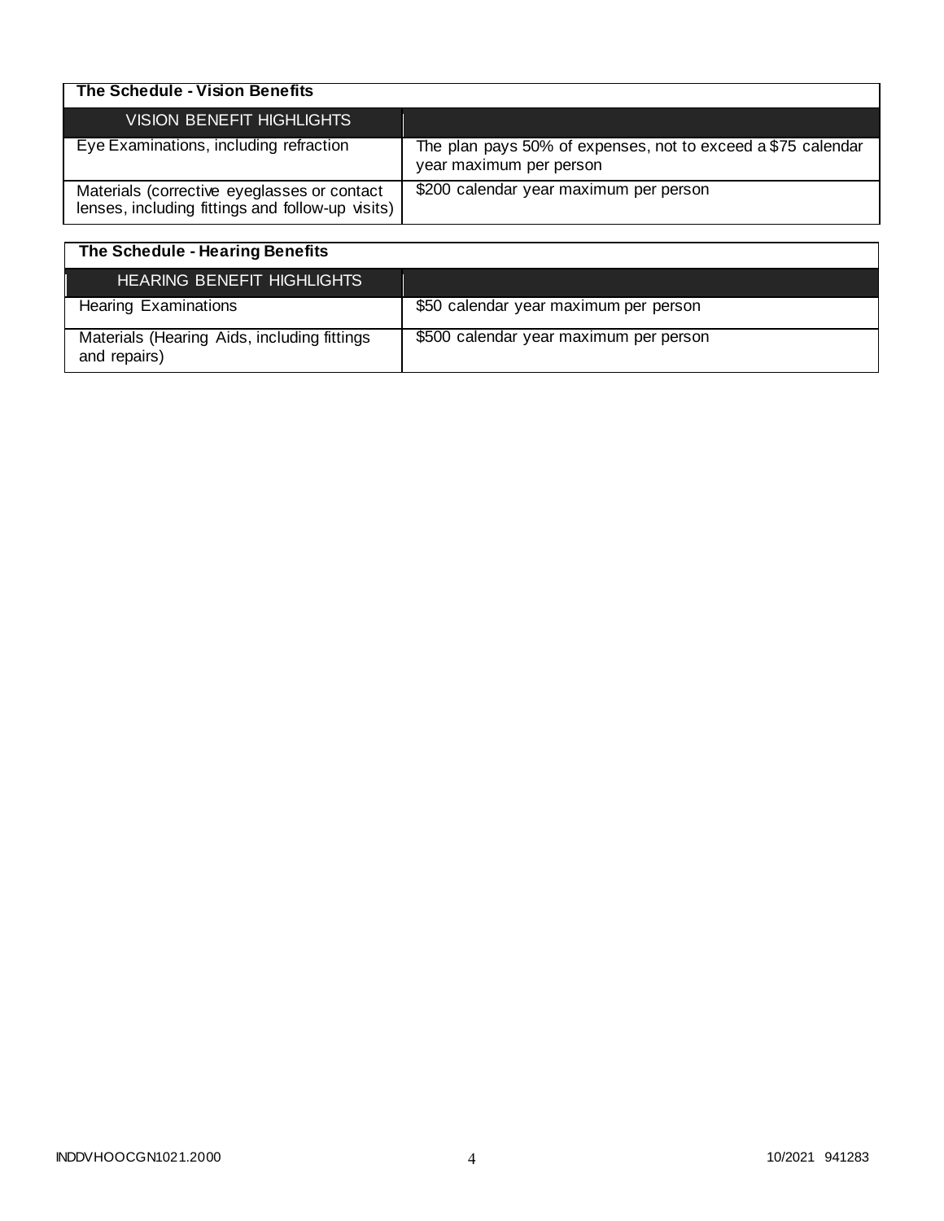| The Schedule - Vision Benefits | |
|---|---|
| VISION BENEFIT HIGHLIGHTS | |
| Eye Examinations, including refraction | The plan pays 50% of expenses, not to exceed a $75 calendar year maximum per person |
| Materials (corrective eyeglasses or contact lenses, including fittings and follow-up visits) | $200 calendar year maximum per person |

| The Schedule - Hearing Benefits | |
|---|---|
| HEARING BENEFIT HIGHLIGHTS | |
| Hearing Examinations | $50 calendar year maximum per person |
| Materials (Hearing Aids, including fittings and repairs) | $500 calendar year maximum per person |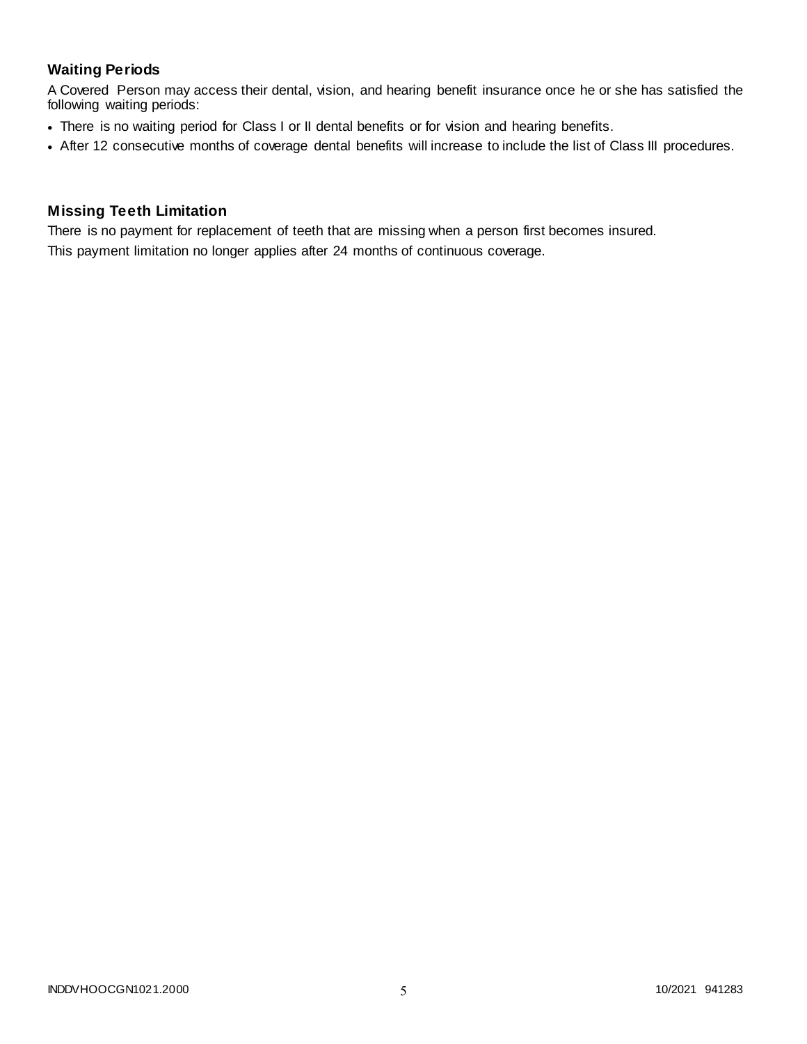### Waiting Periods

A Covered Person may access their dental, vision, and hearing benefit insurance once he or she has satisfied the following waiting periods:

- There is no waiting period for Class I or II dental benefits or for vision and hearing benefits.
- After 12 consecutive months of coverage dental benefits will increase to include the list of Class III procedures.

### Missing Teeth Limitation

There is no payment for replacement of teeth that are missing when a person first becomes insured.

This payment limitation no longer applies after 24 months of continuous coverage.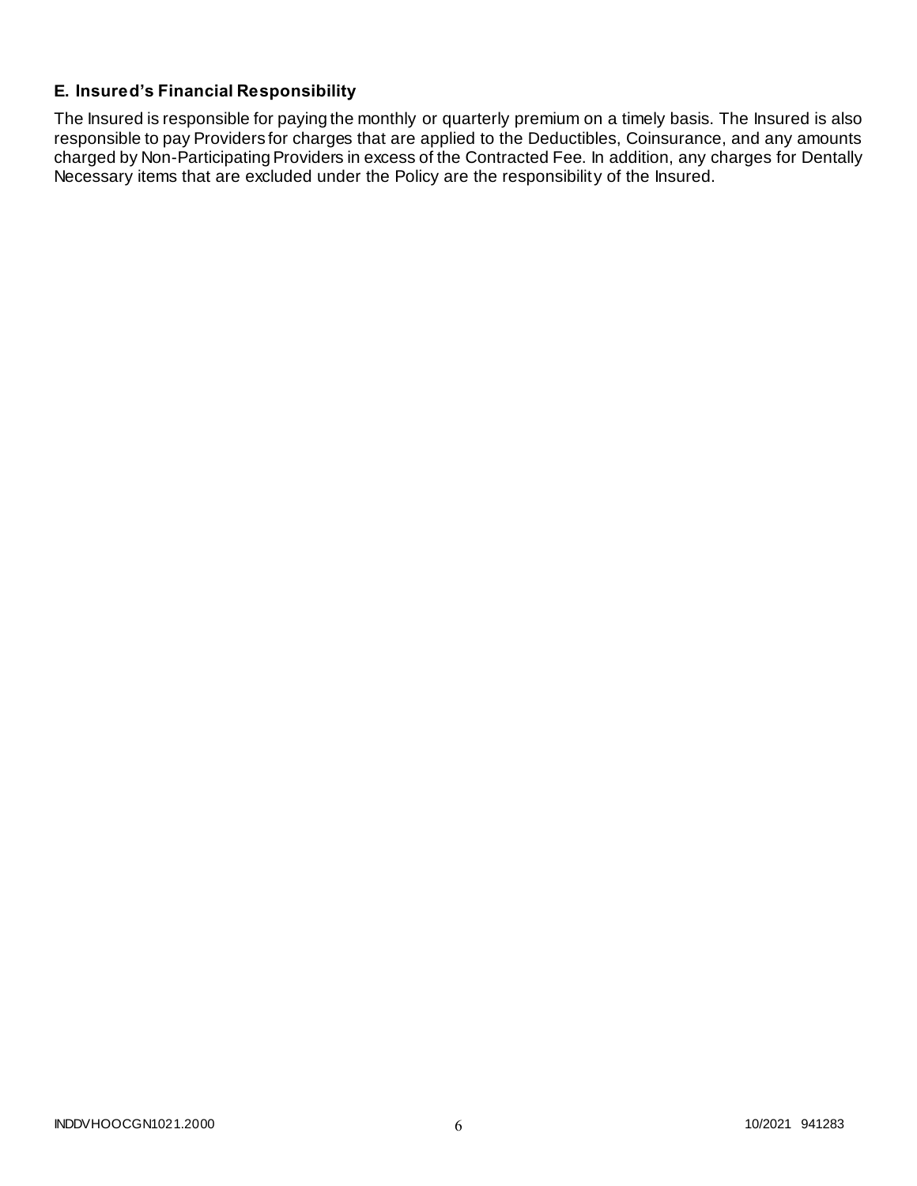### E. Insured's Financial Responsibility

The Insured is responsible for paying the monthly or quarterly premium on a timely basis. The Insured is also responsible to pay Providers for charges that are applied to the Deductibles, Coinsurance, and any amounts charged by Non-Participating Providers in excess of the Contracted Fee. In addition, any charges for Dentally Necessary items that are excluded under the Policy are the responsibility of the Insured.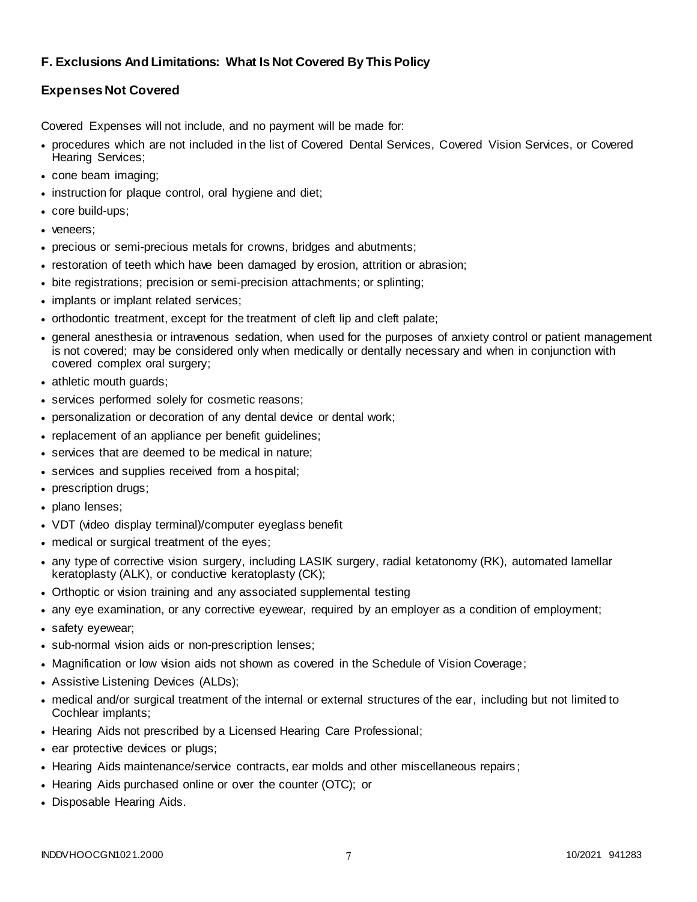## F. Exclusions And Limitations: What Is Not Covered By This Policy

### Expenses Not Covered

Covered Expenses will not include, and no payment will be made for:

- procedures which are not included in the list of Covered Dental Services, Covered Vision Services, or Covered Hearing Services;
- cone beam imaging;
- instruction for plaque control, oral hygiene and diet;
- core build-ups;
- veneers;
- precious or semi-precious metals for crowns, bridges and abutments;
- restoration of teeth which have been damaged by erosion, attrition or abrasion;
- bite registrations; precision or semi-precision attachments; or splinting;
- implants or implant related services;
- orthodontic treatment, except for the treatment of cleft lip and cleft palate;
- general anesthesia or intravenous sedation, when used for the purposes of anxiety control or patient management is not covered; may be considered only when medically or dentally necessary and when in conjunction with covered complex oral surgery;
- athletic mouth guards;
- services performed solely for cosmetic reasons;
- personalization or decoration of any dental device or dental work;
- replacement of an appliance per benefit guidelines;
- services that are deemed to be medical in nature;
- services and supplies received from a hospital;
- prescription drugs;
- plano lenses;
- VDT (video display terminal)/computer eyeglass benefit
- medical or surgical treatment of the eyes;
- any type of corrective vision surgery, including LASIK surgery, radial ketatonomy (RK), automated lamellar keratoplasty (ALK), or conductive keratoplasty (CK);
- Orthoptic or vision training and any associated supplemental testing
- any eye examination, or any corrective eyewear, required by an employer as a condition of employment;
- safety eyewear;
- sub-normal vision aids or non-prescription lenses;
- Magnification or low vision aids not shown as covered in the Schedule of Vision Coverage;
- Assistive Listening Devices (ALDs);
- medical and/or surgical treatment of the internal or external structures of the ear, including but not limited to Cochlear implants;
- Hearing Aids not prescribed by a Licensed Hearing Care Professional;
- ear protective devices or plugs;
- Hearing Aids maintenance/service contracts, ear molds and other miscellaneous repairs;
- Hearing Aids purchased online or over the counter (OTC); or
- Disposable Hearing Aids.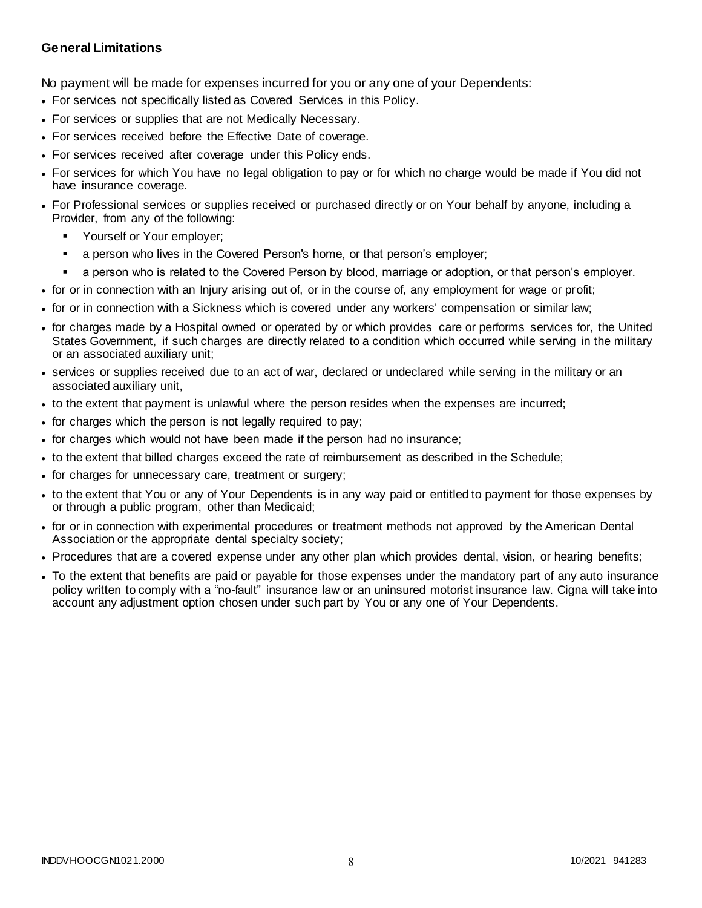**General Limitations**

No payment will be made for expenses incurred for you or any one of your Dependents:

- For services not specifically listed as Covered Services in this Policy.
- For services or supplies that are not Medically Necessary.
- For services received before the Effective Date of coverage.
- For services received after coverage under this Policy ends.
- For services for which You have no legal obligation to pay or for which no charge would be made if You did not have insurance coverage.
- For Professional services or supplies received or purchased directly or on Your behalf by anyone, including a Provider, from any of the following:
  - Yourself or Your employer;
  - a person who lives in the Covered Person's home, or that person's employer;
  - a person who is related to the Covered Person by blood, marriage or adoption, or that person's employer.
- for or in connection with an Injury arising out of, or in the course of, any employment for wage or profit;
- for or in connection with a Sickness which is covered under any workers' compensation or similar law;
- for charges made by a Hospital owned or operated by or which provides care or performs services for, the United States Government, if such charges are directly related to a condition which occurred while serving in the military or an associated auxiliary unit;
- services or supplies received due to an act of war, declared or undeclared while serving in the military or an associated auxiliary unit,
- to the extent that payment is unlawful where the person resides when the expenses are incurred;
- for charges which the person is not legally required to pay;
- for charges which would not have been made if the person had no insurance;
- to the extent that billed charges exceed the rate of reimbursement as described in the Schedule;
- for charges for unnecessary care, treatment or surgery;
- to the extent that You or any of Your Dependents is in any way paid or entitled to payment for those expenses by or through a public program, other than Medicaid;
- for or in connection with experimental procedures or treatment methods not approved by the American Dental Association or the appropriate dental specialty society;
- Procedures that are a covered expense under any other plan which provides dental, vision, or hearing benefits;
- To the extent that benefits are paid or payable for those expenses under the mandatory part of any auto insurance policy written to comply with a "no-fault" insurance law or an uninsured motorist insurance law. Cigna will take into account any adjustment option chosen under such part by You or any one of Your Dependents.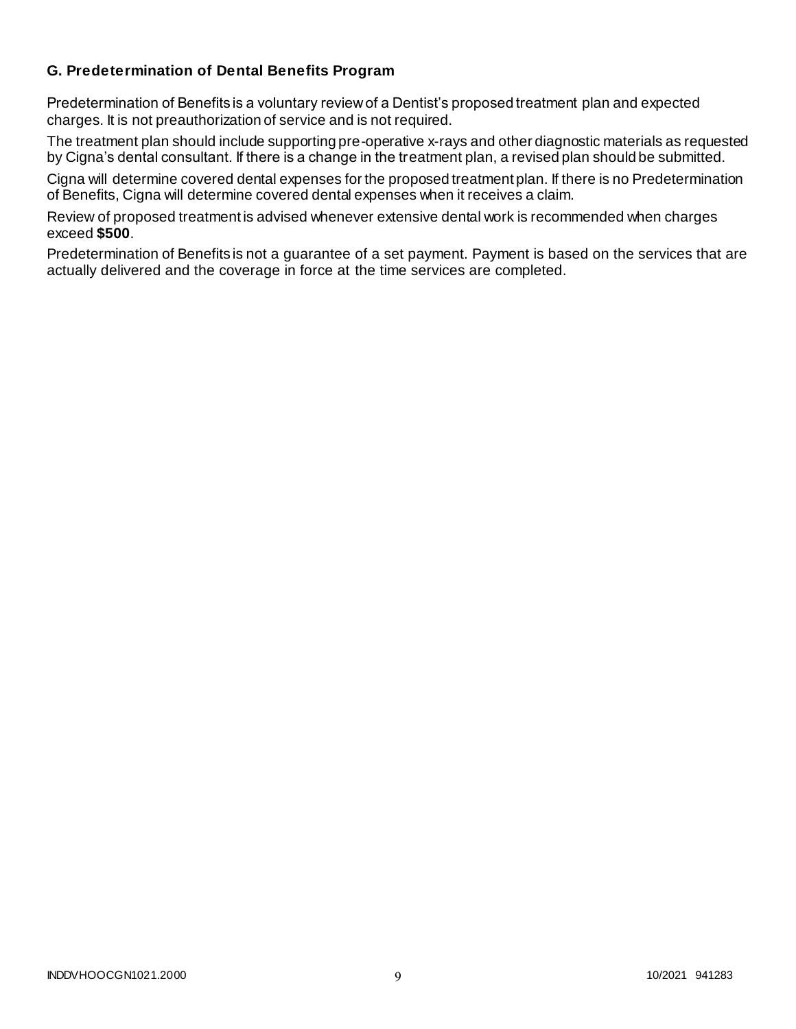### G. Predetermination of Dental Benefits Program

Predetermination of Benefits is a voluntary review of a Dentist's proposed treatment plan and expected charges. It is not preauthorization of service and is not required.

The treatment plan should include supporting pre-operative x-rays and other diagnostic materials as requested by Cigna's dental consultant. If there is a change in the treatment plan, a revised plan should be submitted.

Cigna will determine covered dental expenses for the proposed treatment plan. If there is no Predetermination of Benefits, Cigna will determine covered dental expenses when it receives a claim.

Review of proposed treatment is advised whenever extensive dental work is recommended when charges exceed **$500**.

Predetermination of Benefits is not a guarantee of a set payment. Payment is based on the services that are actually delivered and the coverage in force at the time services are completed.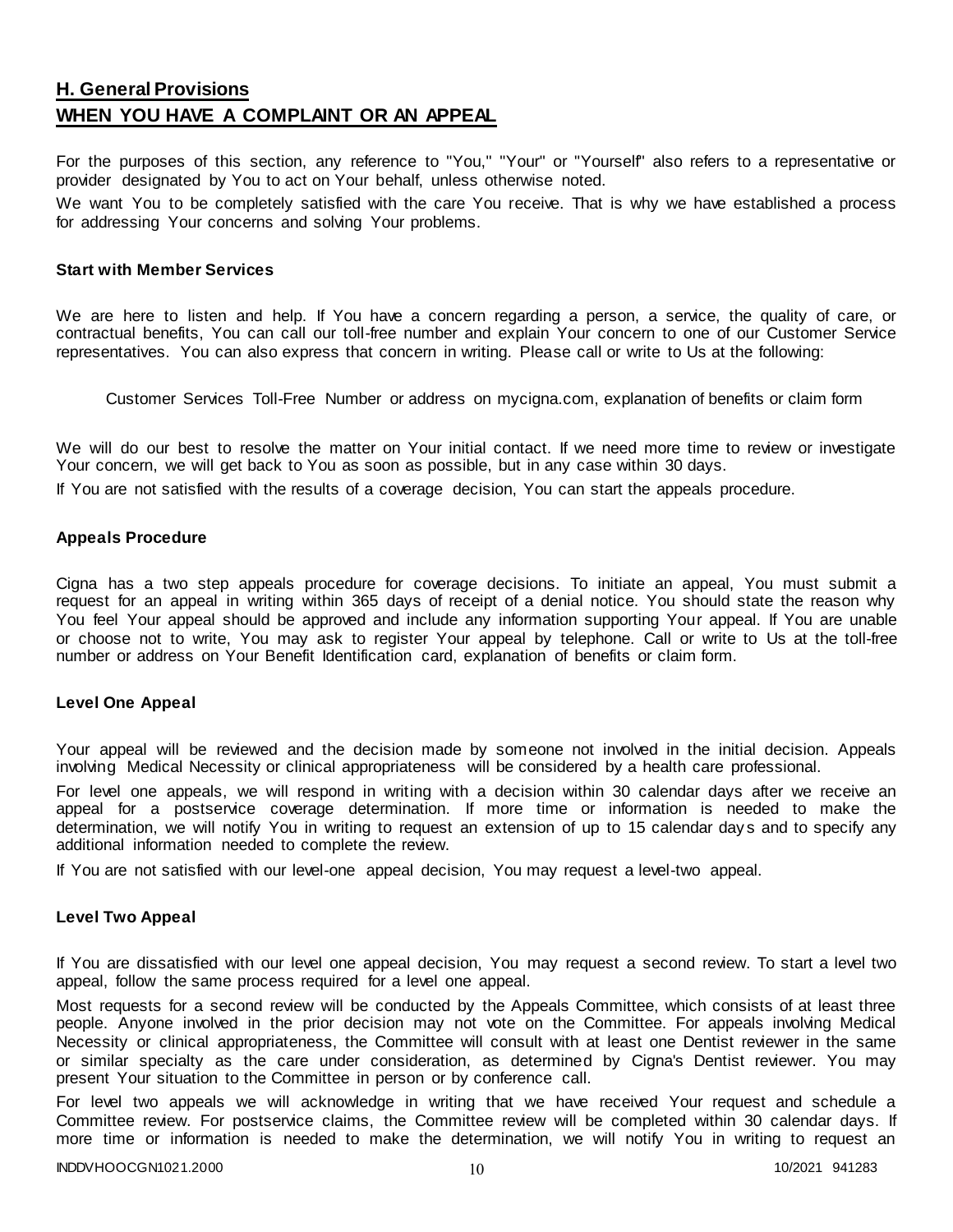## H. General Provisions

## WHEN YOU HAVE A COMPLAINT OR AN APPEAL

For the purposes of this section, any reference to "You," "Your" or "Yourself" also refers to a representative or provider designated by You to act on Your behalf, unless otherwise noted.

We want You to be completely satisfied with the care You receive. That is why we have established a process for addressing Your concerns and solving Your problems.

### Start with Member Services

We are here to listen and help. If You have a concern regarding a person, a service, the quality of care, or contractual benefits, You can call our toll-free number and explain Your concern to one of our Customer Service representatives. You can also express that concern in writing. Please call or write to Us at the following:

Customer Services Toll-Free Number or address on mycigna.com, explanation of benefits or claim form

We will do our best to resolve the matter on Your initial contact. If we need more time to review or investigate Your concern, we will get back to You as soon as possible, but in any case within 30 days.

If You are not satisfied with the results of a coverage decision, You can start the appeals procedure.

### Appeals Procedure

Cigna has a two step appeals procedure for coverage decisions. To initiate an appeal, You must submit a request for an appeal in writing within 365 days of receipt of a denial notice. You should state the reason why You feel Your appeal should be approved and include any information supporting Your appeal. If You are unable or choose not to write, You may ask to register Your appeal by telephone. Call or write to Us at the toll-free number or address on Your Benefit Identification card, explanation of benefits or claim form.

### Level One Appeal

Your appeal will be reviewed and the decision made by someone not involved in the initial decision. Appeals involving Medical Necessity or clinical appropriateness will be considered by a health care professional.

For level one appeals, we will respond in writing with a decision within 30 calendar days after we receive an appeal for a postservice coverage determination. If more time or information is needed to make the determination, we will notify You in writing to request an extension of up to 15 calendar days and to specify any additional information needed to complete the review.

If You are not satisfied with our level-one appeal decision, You may request a level-two appeal.

### Level Two Appeal

If You are dissatisfied with our level one appeal decision, You may request a second review. To start a level two appeal, follow the same process required for a level one appeal.

Most requests for a second review will be conducted by the Appeals Committee, which consists of at least three people. Anyone involved in the prior decision may not vote on the Committee. For appeals involving Medical Necessity or clinical appropriateness, the Committee will consult with at least one Dentist reviewer in the same or similar specialty as the care under consideration, as determined by Cigna's Dentist reviewer. You may present Your situation to the Committee in person or by conference call.

For level two appeals we will acknowledge in writing that we have received Your request and schedule a Committee review. For postservice claims, the Committee review will be completed within 30 calendar days. If more time or information is needed to make the determination, we will notify You in writing to request an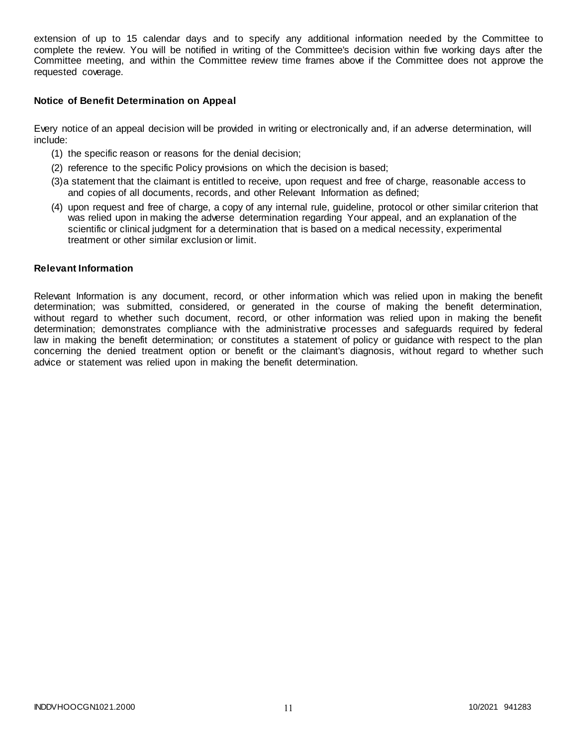extension of up to 15 calendar days and to specify any additional information needed by the Committee to complete the review. You will be notified in writing of the Committee's decision within five working days after the Committee meeting, and within the Committee review time frames above if the Committee does not approve the requested coverage.

### Notice of Benefit Determination on Appeal

Every notice of an appeal decision will be provided in writing or electronically and, if an adverse determination, will include:

(1) the specific reason or reasons for the denial decision;

(2) reference to the specific Policy provisions on which the decision is based;

(3) a statement that the claimant is entitled to receive, upon request and free of charge, reasonable access to and copies of all documents, records, and other Relevant Information as defined;

(4) upon request and free of charge, a copy of any internal rule, guideline, protocol or other similar criterion that was relied upon in making the adverse determination regarding Your appeal, and an explanation of the scientific or clinical judgment for a determination that is based on a medical necessity, experimental treatment or other similar exclusion or limit.

### Relevant Information

Relevant Information is any document, record, or other information which was relied upon in making the benefit determination; was submitted, considered, or generated in the course of making the benefit determination, without regard to whether such document, record, or other information was relied upon in making the benefit determination; demonstrates compliance with the administrative processes and safeguards required by federal law in making the benefit determination; or constitutes a statement of policy or guidance with respect to the plan concerning the denied treatment option or benefit or the claimant's diagnosis, without regard to whether such advice or statement was relied upon in making the benefit determination.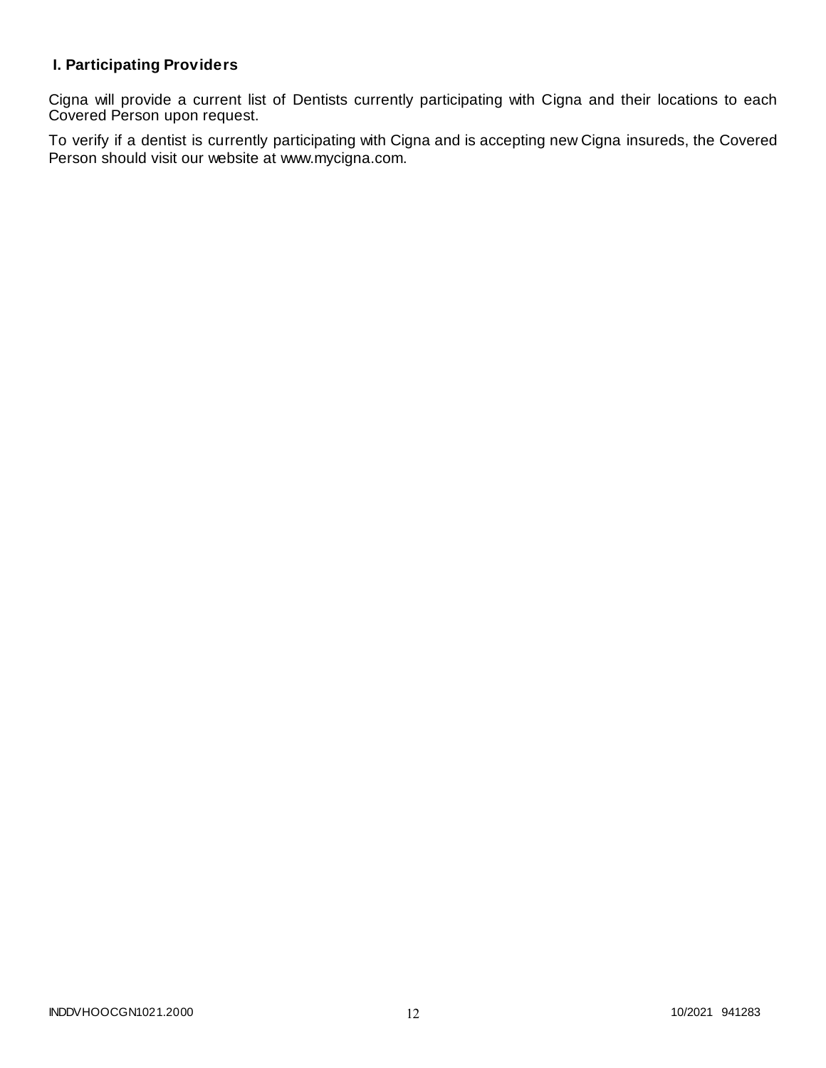## I. Participating Providers

Cigna will provide a current list of Dentists currently participating with Cigna and their locations to each Covered Person upon request.

To verify if a dentist is currently participating with Cigna and is accepting new Cigna insureds, the Covered Person should visit our website at www.mycigna.com.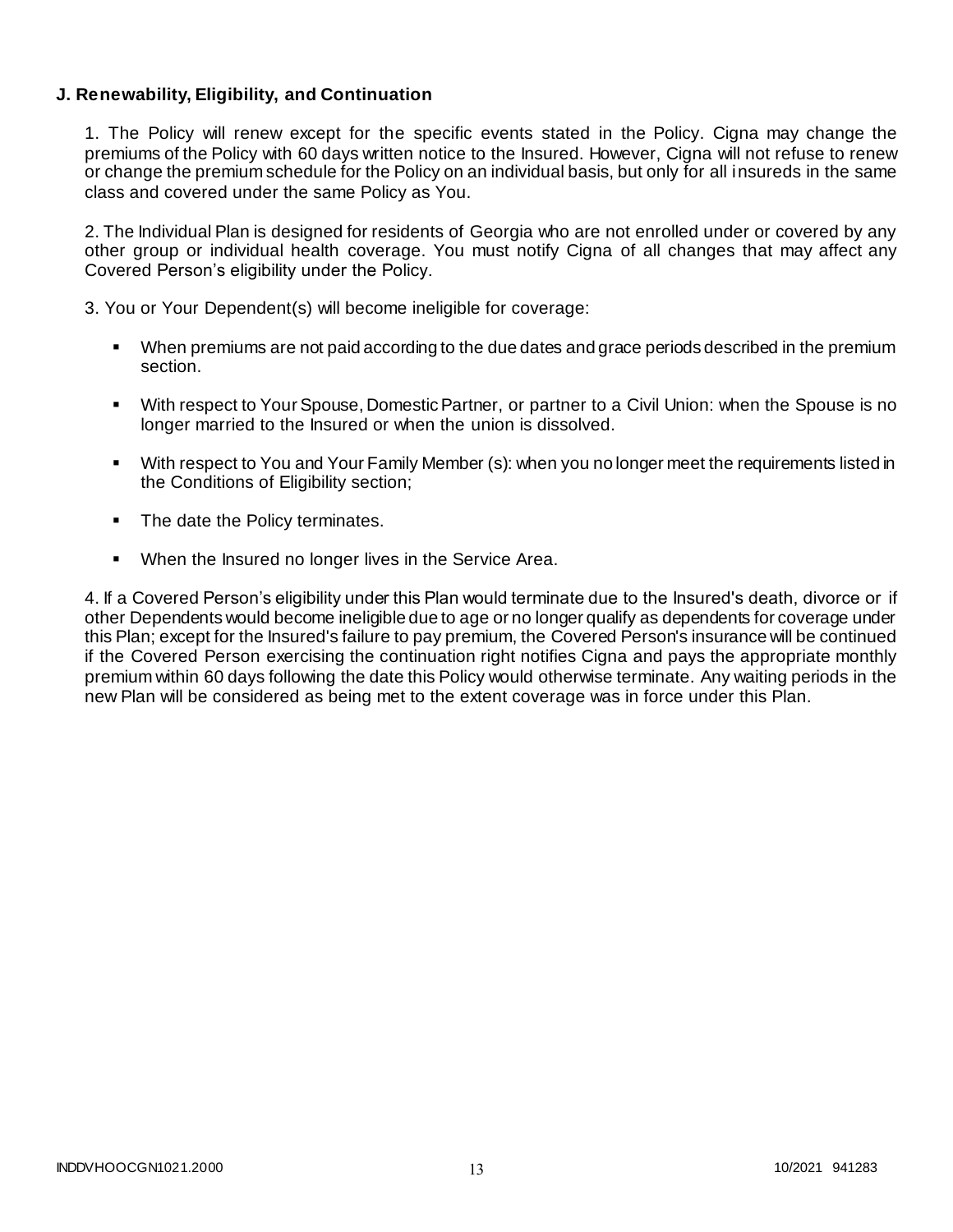### J. Renewability, Eligibility, and Continuation

1. The Policy will renew except for the specific events stated in the Policy. Cigna may change the premiums of the Policy with 60 days written notice to the Insured. However, Cigna will not refuse to renew or change the premium schedule for the Policy on an individual basis, but only for all insureds in the same class and covered under the same Policy as You.

2. The Individual Plan is designed for residents of Georgia who are not enrolled under or covered by any other group or individual health coverage. You must notify Cigna of all changes that may affect any Covered Person's eligibility under the Policy.

3. You or Your Dependent(s) will become ineligible for coverage:

- When premiums are not paid according to the due dates and grace periods described in the premium section.
- With respect to Your Spouse, Domestic Partner, or partner to a Civil Union: when the Spouse is no longer married to the Insured or when the union is dissolved.
- With respect to You and Your Family Member (s): when you no longer meet the requirements listed in the Conditions of Eligibility section;
- The date the Policy terminates.
- When the Insured no longer lives in the Service Area.

4. If a Covered Person's eligibility under this Plan would terminate due to the Insured's death, divorce or if other Dependents would become ineligible due to age or no longer qualify as dependents for coverage under this Plan; except for the Insured's failure to pay premium, the Covered Person's insurance will be continued if the Covered Person exercising the continuation right notifies Cigna and pays the appropriate monthly premium within 60 days following the date this Policy would otherwise terminate. Any waiting periods in the new Plan will be considered as being met to the extent coverage was in force under this Plan.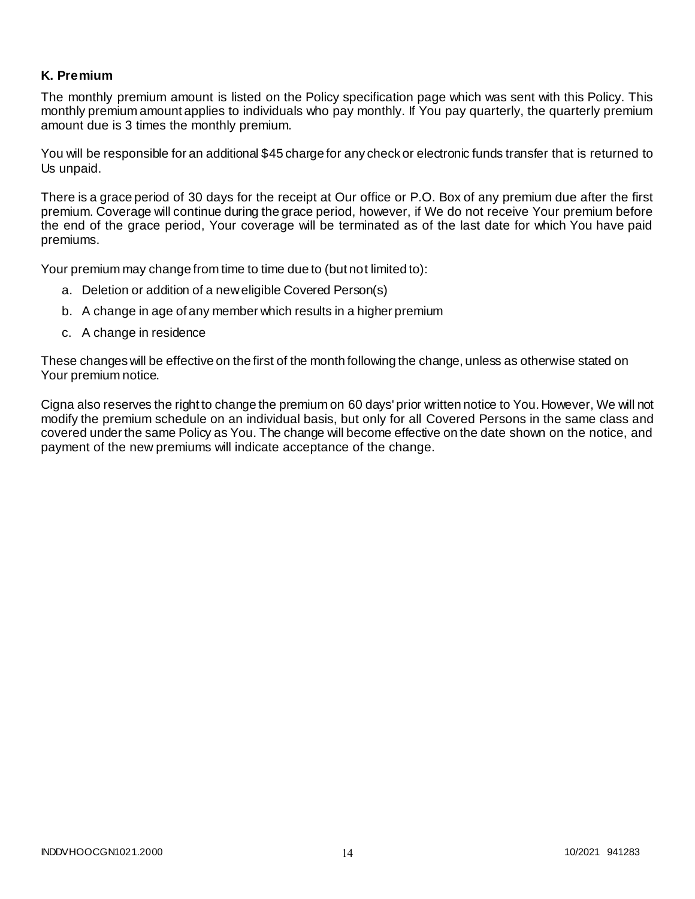### K. Premium

The monthly premium amount is listed on the Policy specification page which was sent with this Policy. This monthly premium amount applies to individuals who pay monthly. If You pay quarterly, the quarterly premium amount due is 3 times the monthly premium.

You will be responsible for an additional $45 charge for any check or electronic funds transfer that is returned to Us unpaid.

There is a grace period of 30 days for the receipt at Our office or P.O. Box of any premium due after the first premium. Coverage will continue during the grace period, however, if We do not receive Your premium before the end of the grace period, Your coverage will be terminated as of the last date for which You have paid premiums.

Your premium may change from time to time due to (but not limited to):

a. Deletion or addition of a new eligible Covered Person(s)
b. A change in age of any member which results in a higher premium
c. A change in residence

These changes will be effective on the first of the month following the change, unless as otherwise stated on Your premium notice.

Cigna also reserves the right to change the premium on 60 days' prior written notice to You. However, We will not modify the premium schedule on an individual basis, but only for all Covered Persons in the same class and covered under the same Policy as You. The change will become effective on the date shown on the notice, and payment of the new premiums will indicate acceptance of the change.